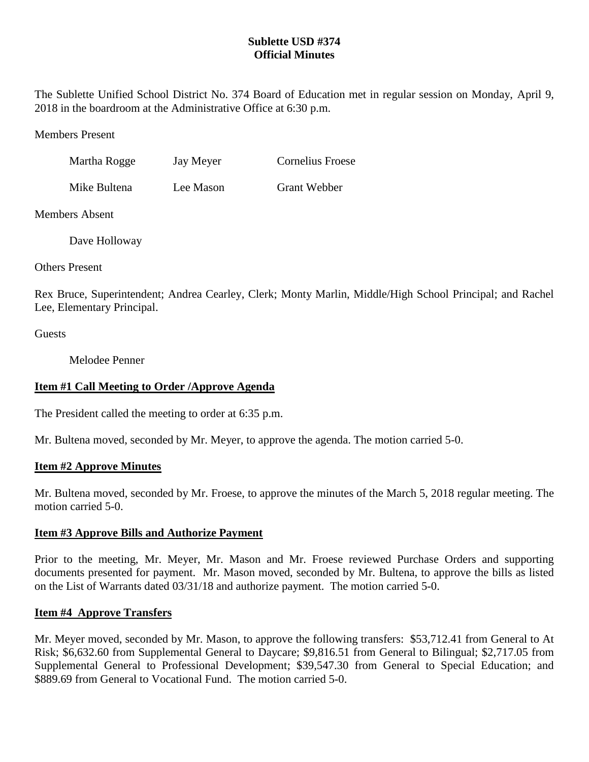# Sublette USD #374
## Official Minutes

The Sublette Unified School District No. 374 Board of Education met in regular session on Monday, April 9, 2018 in the boardroom at the Administrative Office at 6:30 p.m.

Members Present

| | | |
|---|---|---|
| Martha Rogge | Jay Meyer | Cornelius Froese |
| Mike Bultena | Lee Mason | Grant Webber |

Members Absent

Dave Holloway

Others Present

Rex Bruce, Superintendent; Andrea Cearley, Clerk; Monty Marlin, Middle/High School Principal; and Rachel Lee, Elementary Principal.

Guests

Melodee Penner

**Item #1 Call Meeting to Order /Approve Agenda**

The President called the meeting to order at 6:35 p.m.

Mr. Bultena moved, seconded by Mr. Meyer, to approve the agenda. The motion carried 5-0.

**Item #2 Approve Minutes**

Mr. Bultena moved, seconded by Mr. Froese, to approve the minutes of the March 5, 2018 regular meeting. The motion carried 5-0.

**Item #3 Approve Bills and Authorize Payment**

Prior to the meeting, Mr. Meyer, Mr. Mason and Mr. Froese reviewed Purchase Orders and supporting documents presented for payment. Mr. Mason moved, seconded by Mr. Bultena, to approve the bills as listed on the List of Warrants dated 03/31/18 and authorize payment. The motion carried 5-0.

**Item #4 Approve Transfers**

Mr. Meyer moved, seconded by Mr. Mason, to approve the following transfers: $53,712.41 from General to At Risk; $6,632.60 from Supplemental General to Daycare; $9,816.51 from General to Bilingual; $2,717.05 from Supplemental General to Professional Development; $39,547.30 from General to Special Education; and $889.69 from General to Vocational Fund. The motion carried 5-0.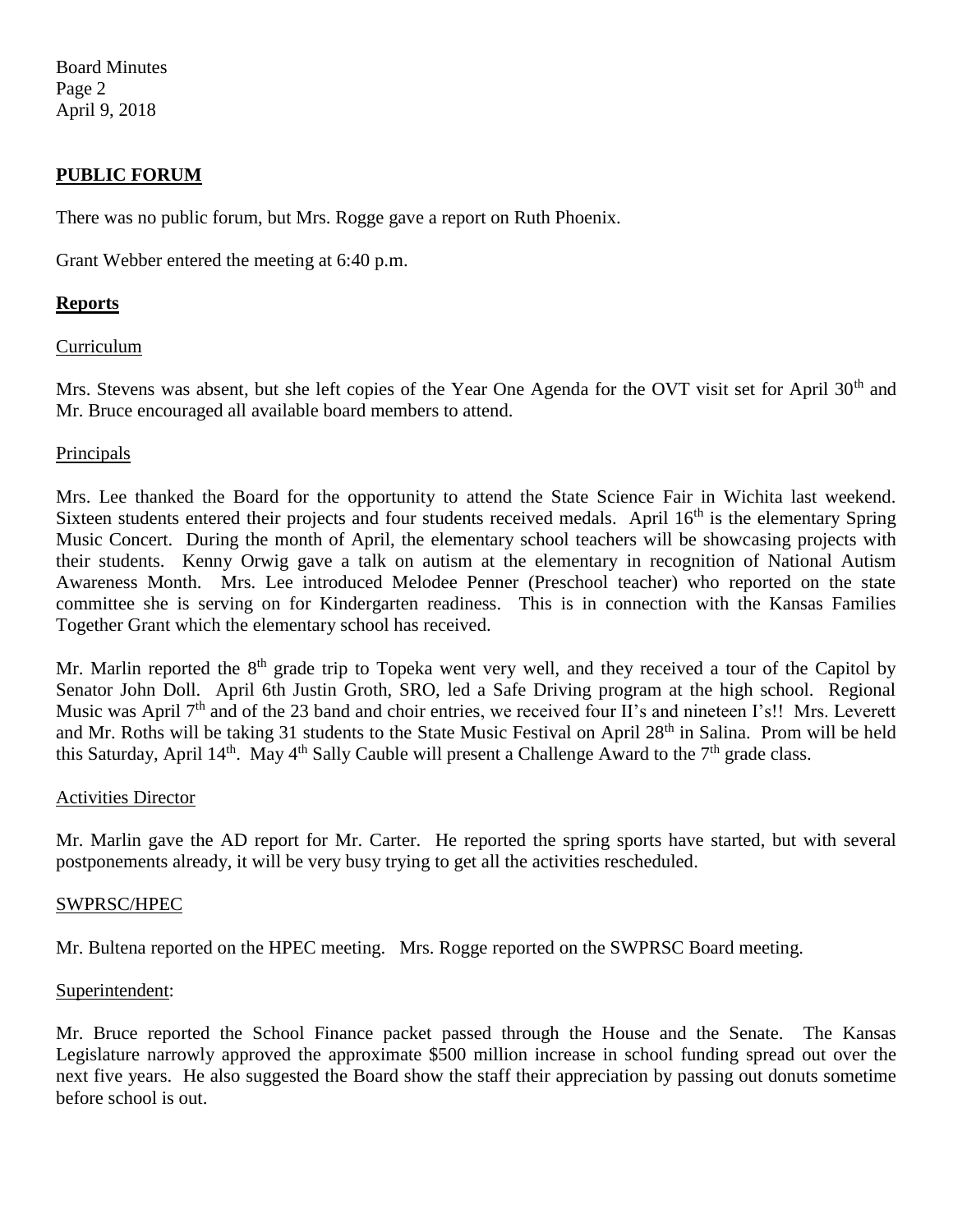## PUBLIC FORUM

There was no public forum, but Mrs. Rogge gave a report on Ruth Phoenix.

Grant Webber entered the meeting at 6:40 p.m.

## Reports

### Curriculum

Mrs. Stevens was absent, but she left copies of the Year One Agenda for the OVT visit set for April 30th and Mr. Bruce encouraged all available board members to attend.

### Principals

Mrs. Lee thanked the Board for the opportunity to attend the State Science Fair in Wichita last weekend. Sixteen students entered their projects and four students received medals. April 16th is the elementary Spring Music Concert. During the month of April, the elementary school teachers will be showcasing projects with their students. Kenny Orwig gave a talk on autism at the elementary in recognition of National Autism Awareness Month. Mrs. Lee introduced Melodee Penner (Preschool teacher) who reported on the state committee she is serving on for Kindergarten readiness. This is in connection with the Kansas Families Together Grant which the elementary school has received.

Mr. Marlin reported the 8th grade trip to Topeka went very well, and they received a tour of the Capitol by Senator John Doll. April 6th Justin Groth, SRO, led a Safe Driving program at the high school. Regional Music was April 7th and of the 23 band and choir entries, we received four II's and nineteen I's!! Mrs. Leverett and Mr. Roths will be taking 31 students to the State Music Festival on April 28th in Salina. Prom will be held this Saturday, April 14th. May 4th Sally Cauble will present a Challenge Award to the 7th grade class.

### Activities Director

Mr. Marlin gave the AD report for Mr. Carter. He reported the spring sports have started, but with several postponements already, it will be very busy trying to get all the activities rescheduled.

### SWPRSC/HPEC

Mr. Bultena reported on the HPEC meeting. Mrs. Rogge reported on the SWPRSC Board meeting.

### Superintendent:

Mr. Bruce reported the School Finance packet passed through the House and the Senate. The Kansas Legislature narrowly approved the approximate $500 million increase in school funding spread out over the next five years. He also suggested the Board show the staff their appreciation by passing out donuts sometime before school is out.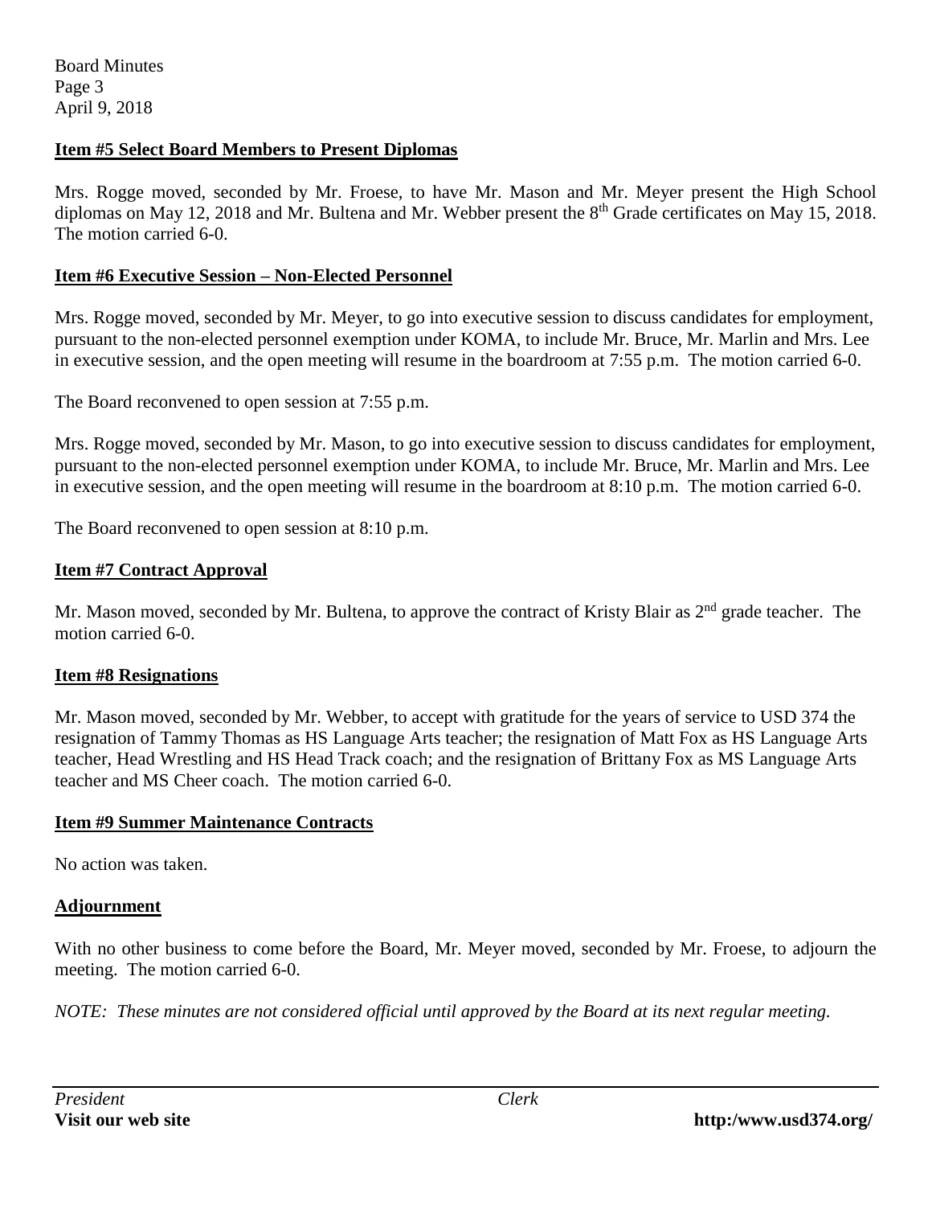### Item #5 Select Board Members to Present Diplomas

Mrs. Rogge moved, seconded by Mr. Froese, to have Mr. Mason and Mr. Meyer present the High School diplomas on May 12, 2018 and Mr. Bultena and Mr. Webber present the 8th Grade certificates on May 15, 2018. The motion carried 6-0.

### Item #6 Executive Session – Non-Elected Personnel

Mrs. Rogge moved, seconded by Mr. Meyer, to go into executive session to discuss candidates for employment, pursuant to the non-elected personnel exemption under KOMA, to include Mr. Bruce, Mr. Marlin and Mrs. Lee in executive session, and the open meeting will resume in the boardroom at 7:55 p.m. The motion carried 6-0.

The Board reconvened to open session at 7:55 p.m.

Mrs. Rogge moved, seconded by Mr. Mason, to go into executive session to discuss candidates for employment, pursuant to the non-elected personnel exemption under KOMA, to include Mr. Bruce, Mr. Marlin and Mrs. Lee in executive session, and the open meeting will resume in the boardroom at 8:10 p.m. The motion carried 6-0.

The Board reconvened to open session at 8:10 p.m.

### Item #7 Contract Approval

Mr. Mason moved, seconded by Mr. Bultena, to approve the contract of Kristy Blair as 2nd grade teacher. The motion carried 6-0.

### Item #8 Resignations

Mr. Mason moved, seconded by Mr. Webber, to accept with gratitude for the years of service to USD 374 the resignation of Tammy Thomas as HS Language Arts teacher; the resignation of Matt Fox as HS Language Arts teacher, Head Wrestling and HS Head Track coach; and the resignation of Brittany Fox as MS Language Arts teacher and MS Cheer coach. The motion carried 6-0.

### Item #9 Summer Maintenance Contracts

No action was taken.

### Adjournment

With no other business to come before the Board, Mr. Meyer moved, seconded by Mr. Froese, to adjourn the meeting. The motion carried 6-0.

*NOTE: These minutes are not considered official until approved by the Board at its next regular meeting.*

*President* *Clerk*

**Visit our web site** **http:/www.usd374.org/**